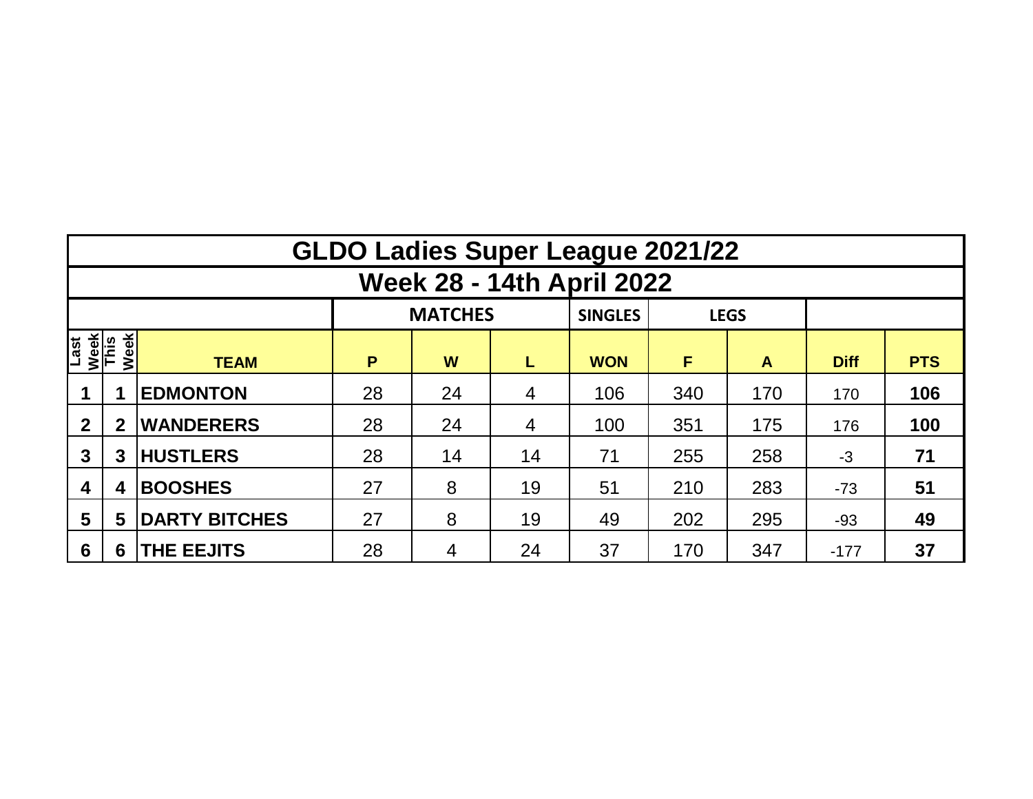# GLDO Ladies Super League 2021/22

## Week 28 - 14th April 2022

| | | | MATCHES | | | SINGLES | LEGS | | | |
|---|---|---|---|---|---|---|---|---|---|---|
| Last Week | This Week | TEAM | P | W | L | WON | F | A | Diff | PTS |
| 1 | 1 | EDMONTON | 28 | 24 | 4 | 106 | 340 | 170 | 170 | **106** |
| 2 | 2 | WANDERERS | 28 | 24 | 4 | 100 | 351 | 175 | 176 | **100** |
| 3 | 3 | HUSTLERS | 28 | 14 | 14 | 71 | 255 | 258 | -3 | **71** |
| 4 | 4 | BOOSHES | 27 | 8 | 19 | 51 | 210 | 283 | -73 | **51** |
| 5 | 5 | DARTY BITCHES | 27 | 8 | 19 | 49 | 202 | 295 | -93 | **49** |
| 6 | 6 | THE EEJITS | 28 | 4 | 24 | 37 | 170 | 347 | -177 | **37** |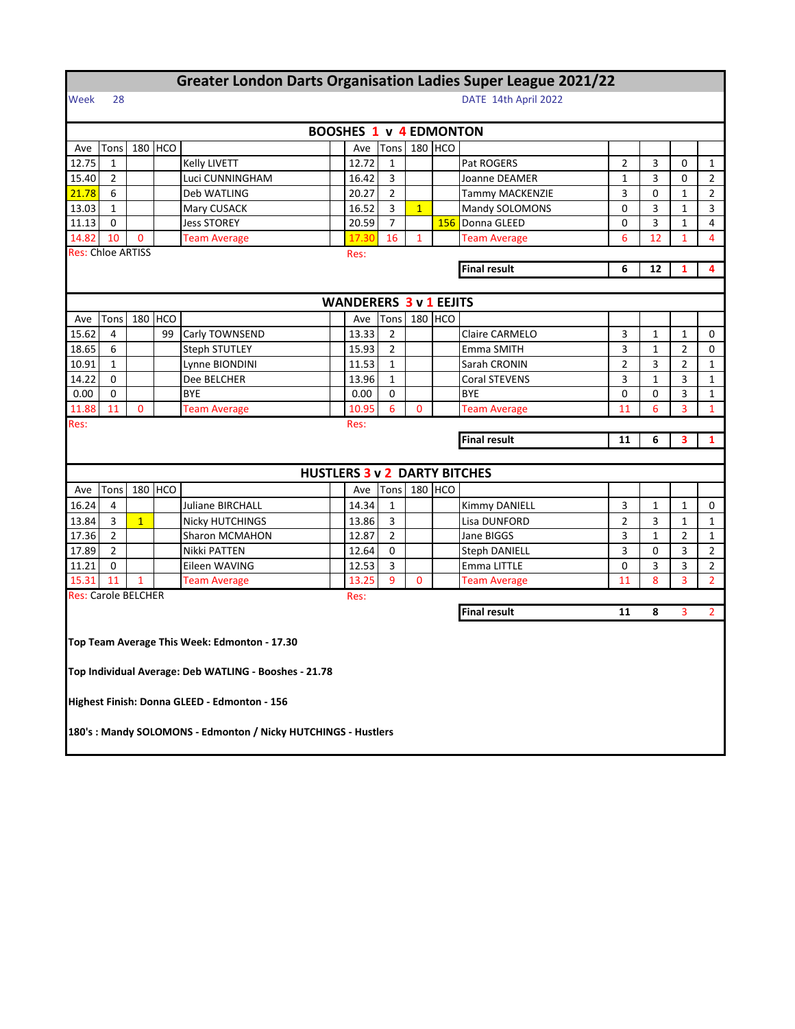# Greater London Darts Organisation Ladies Super League 2021/22

Week 28

DATE 14th April 2022

## BOOSHES 1 v 4 EDMONTON

| Ave | Tons | 180 | HCO | | Ave | Tons | 180 | HCO | | | | | |
|---|---|---|---|---|---|---|---|---|---|---|---|---|---|
| 12.75 | 1 | | | Kelly LIVETT | 12.72 | 1 | | | Pat ROGERS | 2 | 3 | 0 | 1 |
| 15.40 | 2 | | | Luci CUNNINGHAM | 16.42 | 3 | | | Joanne DEAMER | 1 | 3 | 0 | 2 |
| 21.78 | 6 | | | Deb WATLING | 20.27 | 2 | | | Tammy MACKENZIE | 3 | 0 | 1 | 2 |
| 13.03 | 1 | | | Mary CUSACK | 16.52 | 3 | 1 | | Mandy SOLOMONS | 0 | 3 | 1 | 3 |
| 11.13 | 0 | | | Jess STOREY | 20.59 | 7 | | 156 | Donna GLEED | 0 | 3 | 1 | 4 |
| 14.82 | 10 | 0 | | Team Average | 17.30 | 16 | 1 | | Team Average | 6 | 12 | 1 | 4 |
| Res: Chloe ARTISS | | | | | Res: | | | | | | | | |
| | | | | | | | | | Final result | 6 | 12 | 1 | 4 |

## WANDERERS 3 v 1 EEJITS

| Ave | Tons | 180 | HCO | | Ave | Tons | 180 | HCO | | | | | |
|---|---|---|---|---|---|---|---|---|---|---|---|---|---|
| 15.62 | 4 | | 99 | Carly TOWNSEND | 13.33 | 2 | | | Claire CARMELO | 3 | 1 | 1 | 0 |
| 18.65 | 6 | | | Steph STUTLEY | 15.93 | 2 | | | Emma SMITH | 3 | 1 | 2 | 0 |
| 10.91 | 1 | | | Lynne BIONDINI | 11.53 | 1 | | | Sarah CRONIN | 2 | 3 | 2 | 1 |
| 14.22 | 0 | | | Dee BELCHER | 13.96 | 1 | | | Coral STEVENS | 3 | 1 | 3 | 1 |
| 0.00 | 0 | | | BYE | 0.00 | 0 | | | BYE | 0 | 0 | 3 | 1 |
| 11.88 | 11 | 0 | | Team Average | 10.95 | 6 | 0 | | Team Average | 11 | 6 | 3 | 1 |
| Res: | | | | | Res: | | | | | | | | |
| | | | | | | | | | Final result | 11 | 6 | 3 | 1 |

## HUSTLERS 3 v 2 DARTY BITCHES

| Ave | Tons | 180 | HCO | | Ave | Tons | 180 | HCO | | | | | |
|---|---|---|---|---|---|---|---|---|---|---|---|---|---|
| 16.24 | 4 | | | Juliane BIRCHALL | 14.34 | 1 | | | Kimmy DANIELL | 3 | 1 | 1 | 0 |
| 13.84 | 3 | 1 | | Nicky HUTCHINGS | 13.86 | 3 | | | Lisa DUNFORD | 2 | 3 | 1 | 1 |
| 17.36 | 2 | | | Sharon MCMAHON | 12.87 | 2 | | | Jane BIGGS | 3 | 1 | 2 | 1 |
| 17.89 | 2 | | | Nikki PATTEN | 12.64 | 0 | | | Steph DANIELL | 3 | 0 | 3 | 2 |
| 11.21 | 0 | | | Eileen WAVING | 12.53 | 3 | | | Emma LITTLE | 0 | 3 | 3 | 2 |
| 15.31 | 11 | 1 | | Team Average | 13.25 | 9 | 0 | | Team Average | 11 | 8 | 3 | 2 |
| Res: Carole BELCHER | | | | | Res: | | | | | | | | |
| | | | | | | | | | Final result | 11 | 8 | 3 | 2 |

**Top Team Average This Week: Edmonton - 17.30**

**Top Individual Average: Deb WATLING - Booshes - 21.78**

**Highest Finish: Donna GLEED - Edmonton - 156**

**180's : Mandy SOLOMONS - Edmonton / Nicky HUTCHINGS - Hustlers**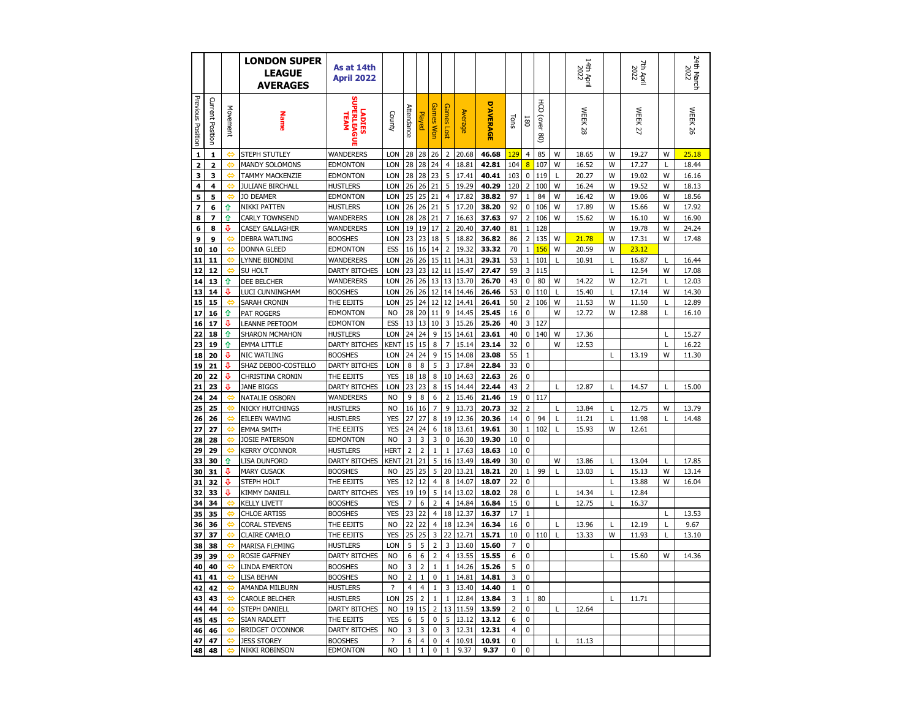| | | | **LONDON SUPER LEAGUE AVERAGES** | **As at 14th April 2022** | | | | | | | | | | | | 14th April 2022 | | 7th April 2022 | | 24th March 2022 |
|---|---|---|---|---|---|---|---|---|---|---|---|---|---|---|---|---|---|---|---|---|
| Previous Position | Current Position | Movement | **Name** | **LADIES SUPERLEAGUE TEAM** | County | Attendance | Played | Games Won | Games Lost | Average | **D'AVERAGE** | Tons | 180 | HCO (over 80) | | WEEK 28 | | WEEK 27 | | WEEK 26 |
| 1 | 1 | ⇔ | STEPH STUTLEY | WANDERERS | LON | 28 | 28 | 26 | 2 | 20.68 | **46.68** | 129 | 4 | 85 | W | 18.65 | W | 19.27 | W | 25.18 |
| 2 | 2 | ⇔ | MANDY SOLOMONS | EDMONTON | LON | 28 | 28 | 24 | 4 | 18.81 | **42.81** | 104 | 8 | 107 | W | 16.52 | W | 17.27 | L | 18.44 |
| 3 | 3 | ⇔ | TAMMY MACKENZIE | EDMONTON | LON | 28 | 28 | 23 | 5 | 17.41 | **40.41** | 103 | 0 | 119 | L | 20.27 | W | 19.02 | W | 16.16 |
| 4 | 4 | ⇔ | JULIANE BIRCHALL | HUSTLERS | LON | 26 | 26 | 21 | 5 | 19.29 | **40.29** | 120 | 2 | 100 | W | 16.24 | W | 19.52 | W | 18.13 |
| 5 | 5 | ⇔ | JO DEAMER | EDMONTON | LON | 25 | 25 | 21 | 4 | 17.82 | **38.82** | 97 | 1 | 84 | W | 16.42 | W | 19.06 | W | 18.56 |
| 7 | 6 | ⇧ | NIKKI PATTEN | HUSTLERS | LON | 26 | 26 | 21 | 5 | 17.20 | **38.20** | 92 | 0 | 106 | W | 17.89 | W | 15.66 | W | 17.92 |
| 8 | 7 | ⇧ | CARLY TOWNSEND | WANDERERS | LON | 28 | 28 | 21 | 7 | 16.63 | **37.63** | 97 | 2 | 106 | W | 15.62 | W | 16.10 | W | 16.90 |
| 6 | 8 | ⇩ | CASEY GALLAGHER | WANDERERS | LON | 19 | 19 | 17 | 2 | 20.40 | **37.40** | 81 | 1 | 128 | | | W | 19.78 | W | 24.24 |
| 9 | 9 | ⇔ | DEBRA WATLING | BOOSHES | LON | 23 | 23 | 18 | 5 | 18.82 | **36.82** | 86 | 2 | 135 | W | 21.78 | W | 17.31 | W | 17.48 |
| 10 | 10 | ⇔ | DONNA GLEED | EDMONTON | ESS | 16 | 16 | 14 | 2 | 19.32 | **33.32** | 70 | 1 | 156 | W | 20.59 | W | 23.12 | | |
| 11 | 11 | ⇔ | LYNNE BIONDINI | WANDERERS | LON | 26 | 26 | 15 | 11 | 14.31 | **29.31** | 53 | 1 | 101 | L | 10.91 | L | 16.87 | L | 16.44 |
| 12 | 12 | ⇔ | SU HOLT | DARTY BITCHES | LON | 23 | 23 | 12 | 11 | 15.47 | **27.47** | 59 | 3 | 115 | | | L | 12.54 | W | 17.08 |
| 14 | 13 | ⇧ | DEE BELCHER | WANDERERS | LON | 26 | 26 | 13 | 13 | 13.70 | **26.70** | 43 | 0 | 80 | W | 14.22 | W | 12.71 | L | 12.03 |
| 13 | 14 | ⇩ | LUCI CUNNINGHAM | BOOSHES | LON | 26 | 26 | 12 | 14 | 14.46 | **26.46** | 53 | 0 | 110 | L | 15.40 | L | 17.14 | W | 14.30 |
| 15 | 15 | ⇔ | SARAH CRONIN | THE EEJITS | LON | 25 | 24 | 12 | 12 | 14.41 | **26.41** | 50 | 2 | 106 | W | 11.53 | W | 11.50 | L | 12.89 |
| 17 | 16 | ⇧ | PAT ROGERS | EDMONTON | NO | 28 | 20 | 11 | 9 | 14.45 | **25.45** | 16 | 0 | | W | 12.72 | W | 12.88 | L | 16.10 |
| 16 | 17 | ⇩ | LEANNE PEETOOM | EDMONTON | ESS | 13 | 13 | 10 | 3 | 15.26 | **25.26** | 40 | 3 | 127 | | | | | | |
| 22 | 18 | ⇧ | SHARON MCMAHON | HUSTLERS | LON | 24 | 24 | 9 | 15 | 14.61 | **23.61** | 40 | 0 | 140 | W | 17.36 | | | L | 15.27 |
| 23 | 19 | ⇧ | EMMA LITTLE | DARTY BITCHES | KENT | 15 | 15 | 8 | 7 | 15.14 | **23.14** | 32 | 0 | | W | 12.53 | | | L | 16.22 |
| 18 | 20 | ⇩ | NIC WATLING | BOOSHES | LON | 24 | 24 | 9 | 15 | 14.08 | **23.08** | 55 | 1 | | | | L | 13.19 | W | 11.30 |
| 19 | 21 | ⇩ | SHAZ DEBOO-COSTELLO | DARTY BITCHES | LON | 8 | 8 | 5 | 3 | 17.84 | **22.84** | 33 | 0 | | | | | | | |
| 20 | 22 | ⇩ | CHRISTINA CRONIN | THE EEJITS | YES | 18 | 18 | 8 | 10 | 14.63 | **22.63** | 26 | 0 | | | | | | | |
| 21 | 23 | ⇩ | JANE BIGGS | DARTY BITCHES | LON | 23 | 23 | 8 | 15 | 14.44 | **22.44** | 43 | 2 | | L | 12.87 | L | 14.57 | L | 15.00 |
| 24 | 24 | ⇔ | NATALIE OSBORN | WANDERERS | NO | 9 | 8 | 6 | 2 | 15.46 | **21.46** | 19 | 0 | 117 | | | | | | |
| 25 | 25 | ⇔ | NICKY HUTCHINGS | HUSTLERS | NO | 16 | 16 | 7 | 9 | 13.73 | **20.73** | 32 | 2 | | L | 13.84 | L | 12.75 | W | 13.79 |
| 26 | 26 | ⇔ | EILEEN WAVING | HUSTLERS | YES | 27 | 27 | 8 | 19 | 12.36 | **20.36** | 14 | 0 | 94 | L | 11.21 | L | 11.98 | L | 14.48 |
| 27 | 27 | ⇔ | EMMA SMITH | THE EEJITS | YES | 24 | 24 | 6 | 18 | 13.61 | **19.61** | 30 | 1 | 102 | L | 15.93 | W | 12.61 | | |
| 28 | 28 | ⇔ | JOSIE PATERSON | EDMONTON | NO | 3 | 3 | 3 | 0 | 16.30 | **19.30** | 10 | 0 | | | | | | | |
| 29 | 29 | ⇔ | KERRY O'CONNOR | HUSTLERS | HERT | 2 | 2 | 1 | 1 | 17.63 | **18.63** | 10 | 0 | | | | | | | |
| 33 | 30 | ⇧ | LISA DUNFORD | DARTY BITCHES | KENT | 21 | 21 | 5 | 16 | 13.49 | **18.49** | 30 | 0 | | W | 13.86 | L | 13.04 | L | 17.85 |
| 30 | 31 | ⇩ | MARY CUSACK | BOOSHES | NO | 25 | 25 | 5 | 20 | 13.21 | **18.21** | 20 | 1 | 99 | L | 13.03 | L | 15.13 | W | 13.14 |
| 31 | 32 | ⇩ | STEPH HOLT | THE EEJITS | YES | 12 | 12 | 4 | 8 | 14.07 | **18.07** | 22 | 0 | | | | L | 13.88 | W | 16.04 |
| 32 | 33 | ⇩ | KIMMY DANIELL | DARTY BITCHES | YES | 19 | 19 | 5 | 14 | 13.02 | **18.02** | 28 | 0 | | L | 14.34 | L | 12.84 | | |
| 34 | 34 | ⇔ | KELLY LIVETT | BOOSHES | YES | 7 | 6 | 2 | 4 | 14.84 | **16.84** | 15 | 0 | | L | 12.75 | L | 16.37 | | |
| 35 | 35 | ⇔ | CHLOE ARTISS | BOOSHES | YES | 23 | 22 | 4 | 18 | 12.37 | **16.37** | 17 | 1 | | | | | | L | 13.53 |
| 36 | 36 | ⇔ | CORAL STEVENS | THE EEJITS | NO | 22 | 22 | 4 | 18 | 12.34 | **16.34** | 16 | 0 | | L | 13.96 | L | 12.19 | L | 9.67 |
| 37 | 37 | ⇔ | CLAIRE CAMELO | THE EEJITS | YES | 25 | 25 | 3 | 22 | 12.71 | **15.71** | 10 | 0 | 110 | L | 13.33 | W | 11.93 | L | 13.10 |
| 38 | 38 | ⇔ | MARISA FLEMING | HUSTLERS | LON | 5 | 5 | 2 | 3 | 13.60 | **15.60** | 7 | 0 | | | | | | | |
| 39 | 39 | ⇔ | ROSIE GAFFNEY | DARTY BITCHES | NO | 6 | 6 | 2 | 4 | 13.55 | **15.55** | 6 | 0 | | | | L | 15.60 | W | 14.36 |
| 40 | 40 | ⇔ | LINDA EMERTON | BOOSHES | NO | 3 | 2 | 1 | 1 | 14.26 | **15.26** | 5 | 0 | | | | | | | |
| 41 | 41 | ⇔ | LISA BEHAN | BOOSHES | NO | 2 | 1 | 0 | 1 | 14.81 | **14.81** | 3 | 0 | | | | | | | |
| 42 | 42 | ⇔ | AMANDA MILBURN | HUSTLERS | ? | 4 | 4 | 1 | 3 | 13.40 | **14.40** | 1 | 0 | | | | | | | |
| 43 | 43 | ⇔ | CAROLE BELCHER | HUSTLERS | LON | 25 | 2 | 1 | 1 | 12.84 | **13.84** | 3 | 1 | 80 | | | L | 11.71 | | |
| 44 | 44 | ⇔ | STEPH DANIELL | DARTY BITCHES | NO | 19 | 15 | 2 | 13 | 11.59 | **13.59** | 2 | 0 | | L | 12.64 | | | | |
| 45 | 45 | ⇔ | SIAN RADLETT | THE EEJITS | YES | 6 | 5 | 0 | 5 | 13.12 | **13.12** | 6 | 0 | | | | | | | |
| 46 | 46 | ⇔ | BRIDGET O'CONNOR | DARTY BITCHES | NO | 3 | 3 | 0 | 3 | 12.31 | **12.31** | 4 | 0 | | | | | | | |
| 47 | 47 | ⇔ | JESS STOREY | BOOSHES | ? | 6 | 4 | 0 | 4 | 10.91 | **10.91** | 0 | | | L | 11.13 | | | | |
| 48 | 48 | ⇔ | NIKKI ROBINSON | EDMONTON | NO | 1 | 1 | 0 | 1 | 9.37 | **9.37** | 0 | 0 | | | | | | | |